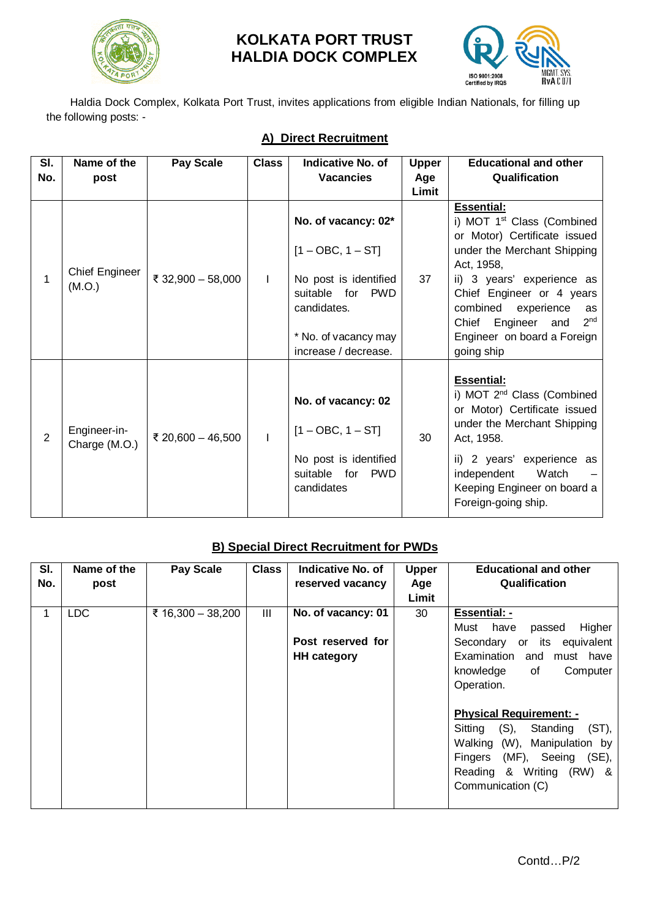# KOLKATA PORT TRUST
# HALDIA DOCK COMPLEX

Haldia Dock Complex, Kolkata Port Trust, invites applications from eligible Indian Nationals, for filling up the following posts: -

## A) Direct Recruitment

| Sl. No. | Name of the post | Pay Scale | Class | Indicative No. of Vacancies | Upper Age Limit | Educational and other Qualification |
|---|---|---|---|---|---|---|
| 1 | Chief Engineer (M.O.) | ₹ 32,900 – 58,000 | I | **No. of vacancy: 02*** <br><br> [1 – OBC, 1 – ST] <br><br> No post is identified suitable for PWD candidates. <br><br> * No. of vacancy may increase / decrease. | 37 | **Essential:** <br> i) MOT 1st Class (Combined or Motor) Certificate issued under the Merchant Shipping Act, 1958, <br> ii) 3 years' experience as Chief Engineer or 4 years combined experience as Chief Engineer and 2nd Engineer on board a Foreign going ship |
| 2 | Engineer-in-Charge (M.O.) | ₹ 20,600 – 46,500 | I | **No. of vacancy: 02** <br><br> [1 – OBC, 1 – ST] <br><br> No post is identified suitable for PWD candidates | 30 | **Essential:** <br> i) MOT 2nd Class (Combined or Motor) Certificate issued under the Merchant Shipping Act, 1958. <br><br> ii) 2 years' experience as independent Watch – Keeping Engineer on board a Foreign-going ship. |

## B) Special Direct Recruitment for PWDs

| Sl. No. | Name of the post | Pay Scale | Class | Indicative No. of reserved vacancy | Upper Age Limit | Educational and other Qualification |
|---|---|---|---|---|---|---|
| 1 | LDC | ₹ 16,300 – 38,200 | III | **No. of vacancy: 01** <br><br> **Post reserved for HH category** | 30 | **Essential: -** <br> Must have passed Higher Secondary or its equivalent Examination and must have knowledge of Computer Operation. <br><br> **Physical Requirement: -** <br> Sitting (S), Standing (ST), Walking (W), Manipulation by Fingers (MF), Seeing (SE), Reading & Writing (RW) & Communication (C) |

Contd…P/2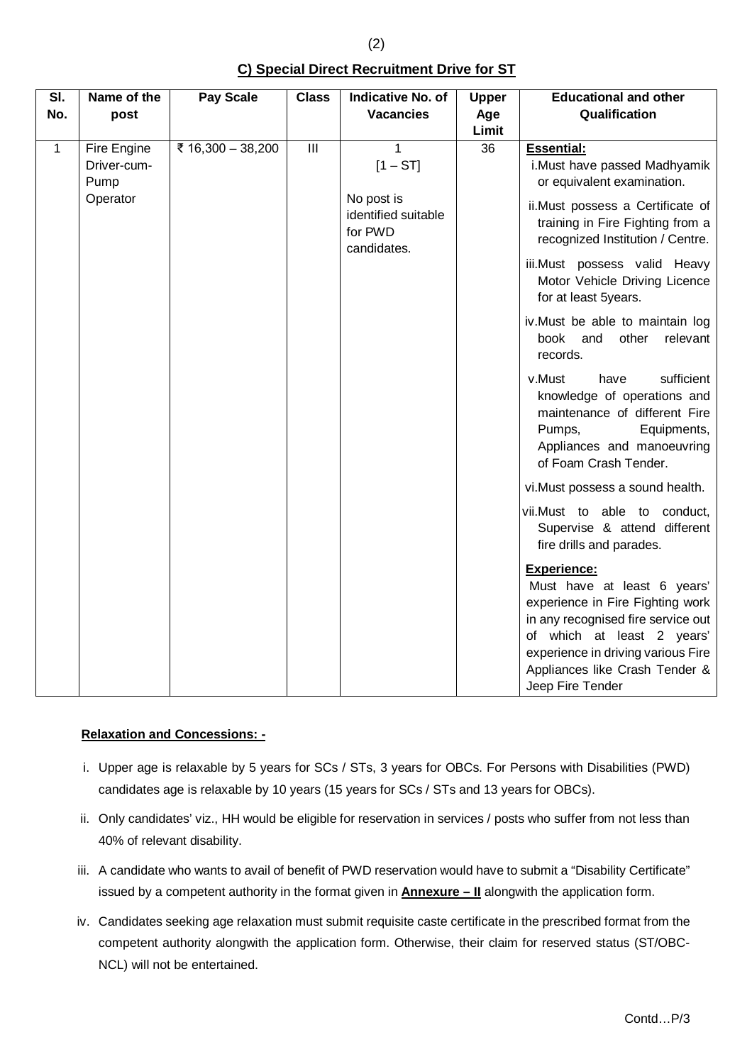## C) Special Direct Recruitment Drive for ST

| Sl. No. | Name of the post | Pay Scale | Class | Indicative No. of Vacancies | Upper Age Limit | Educational and other Qualification |
|---|---|---|---|---|---|---|
| 1 | Fire Engine Driver-cum-Pump Operator | ₹ 16,300 – 38,200 | III | 1 [1 – ST] No post is identified suitable for PWD candidates. | 36 | **Essential:** i.Must have passed Madhyamik or equivalent examination. ii.Must possess a Certificate of training in Fire Fighting from a recognized Institution / Centre. iii.Must possess valid Heavy Motor Vehicle Driving Licence for at least 5years. iv.Must be able to maintain log book and other relevant records. v.Must have sufficient knowledge of operations and maintenance of different Fire Pumps, Equipments, Appliances and manoeuvring of Foam Crash Tender. vi.Must possess a sound health. vii.Must to able to conduct, Supervise & attend different fire drills and parades. **Experience:** Must have at least 6 years' experience in Fire Fighting work in any recognised fire service out of which at least 2 years' experience in driving various Fire Appliances like Crash Tender & Jeep Fire Tender |

**Relaxation and Concessions: -**

i. Upper age is relaxable by 5 years for SCs / STs, 3 years for OBCs. For Persons with Disabilities (PWD) candidates age is relaxable by 10 years (15 years for SCs / STs and 13 years for OBCs).

ii. Only candidates' viz., HH would be eligible for reservation in services / posts who suffer from not less than 40% of relevant disability.

iii. A candidate who wants to avail of benefit of PWD reservation would have to submit a "Disability Certificate" issued by a competent authority in the format given in **Annexure – II** alongwith the application form.

iv. Candidates seeking age relaxation must submit requisite caste certificate in the prescribed format from the competent authority alongwith the application form. Otherwise, their claim for reserved status (ST/OBC-NCL) will not be entertained.

Contd…P/3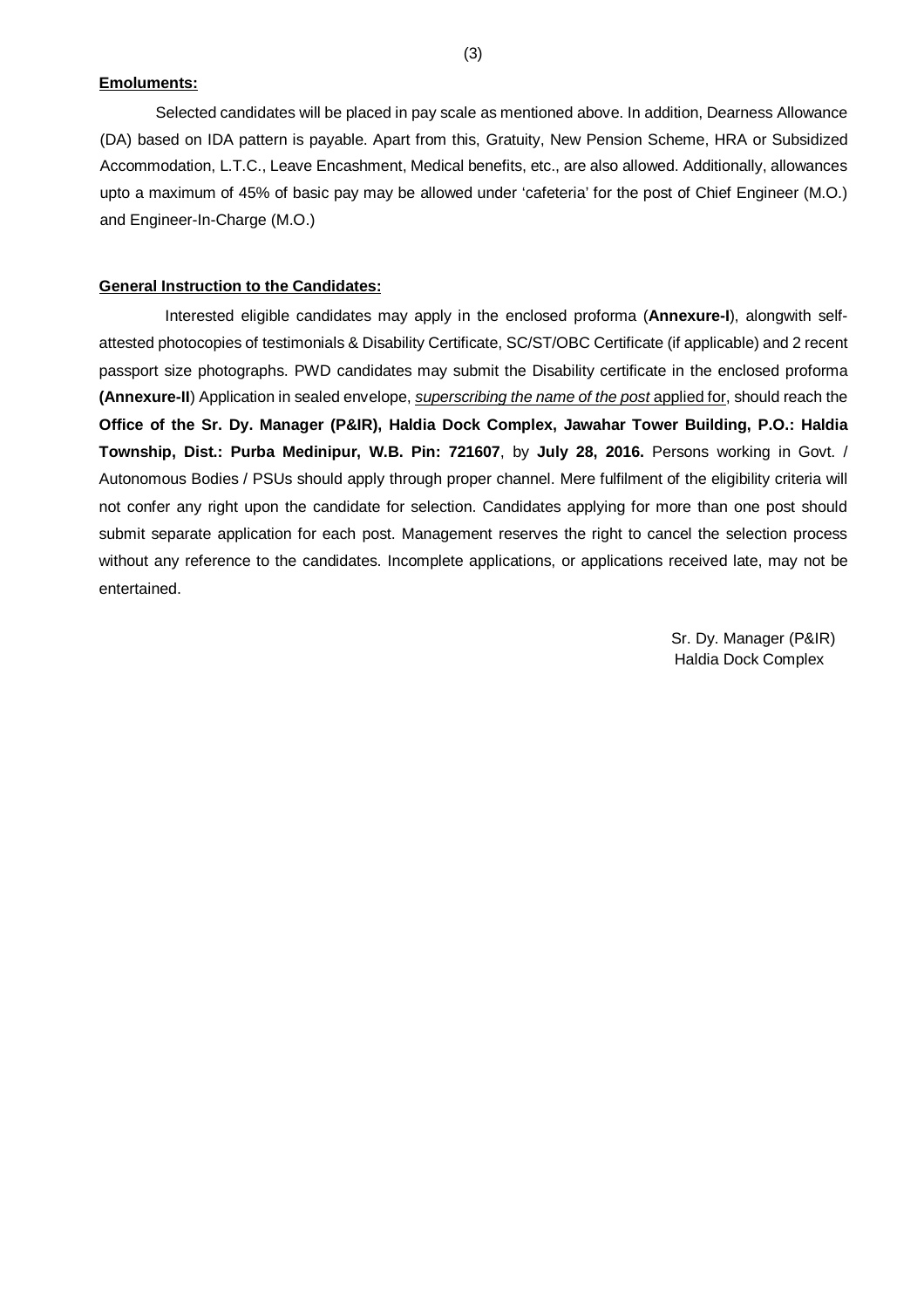**Emoluments:**

Selected candidates will be placed in pay scale as mentioned above. In addition, Dearness Allowance (DA) based on IDA pattern is payable. Apart from this, Gratuity, New Pension Scheme, HRA or Subsidized Accommodation, L.T.C., Leave Encashment, Medical benefits, etc., are also allowed. Additionally, allowances upto a maximum of 45% of basic pay may be allowed under 'cafeteria' for the post of Chief Engineer (M.O.) and Engineer-In-Charge (M.O.)

**General Instruction to the Candidates:**

Interested eligible candidates may apply in the enclosed proforma (**Annexure-I**), alongwith self-attested photocopies of testimonials & Disability Certificate, SC/ST/OBC Certificate (if applicable) and 2 recent passport size photographs. PWD candidates may submit the Disability certificate in the enclosed proforma **(Annexure-II**) Application in sealed envelope, *superscribing the name of the post* applied for, should reach the **Office of the Sr. Dy. Manager (P&IR), Haldia Dock Complex, Jawahar Tower Building, P.O.: Haldia Township, Dist.: Purba Medinipur, W.B. Pin: 721607**, by **July 28, 2016.** Persons working in Govt. / Autonomous Bodies / PSUs should apply through proper channel. Mere fulfilment of the eligibility criteria will not confer any right upon the candidate for selection. Candidates applying for more than one post should submit separate application for each post. Management reserves the right to cancel the selection process without any reference to the candidates. Incomplete applications, or applications received late, may not be entertained.

Sr. Dy. Manager (P&IR)
Haldia Dock Complex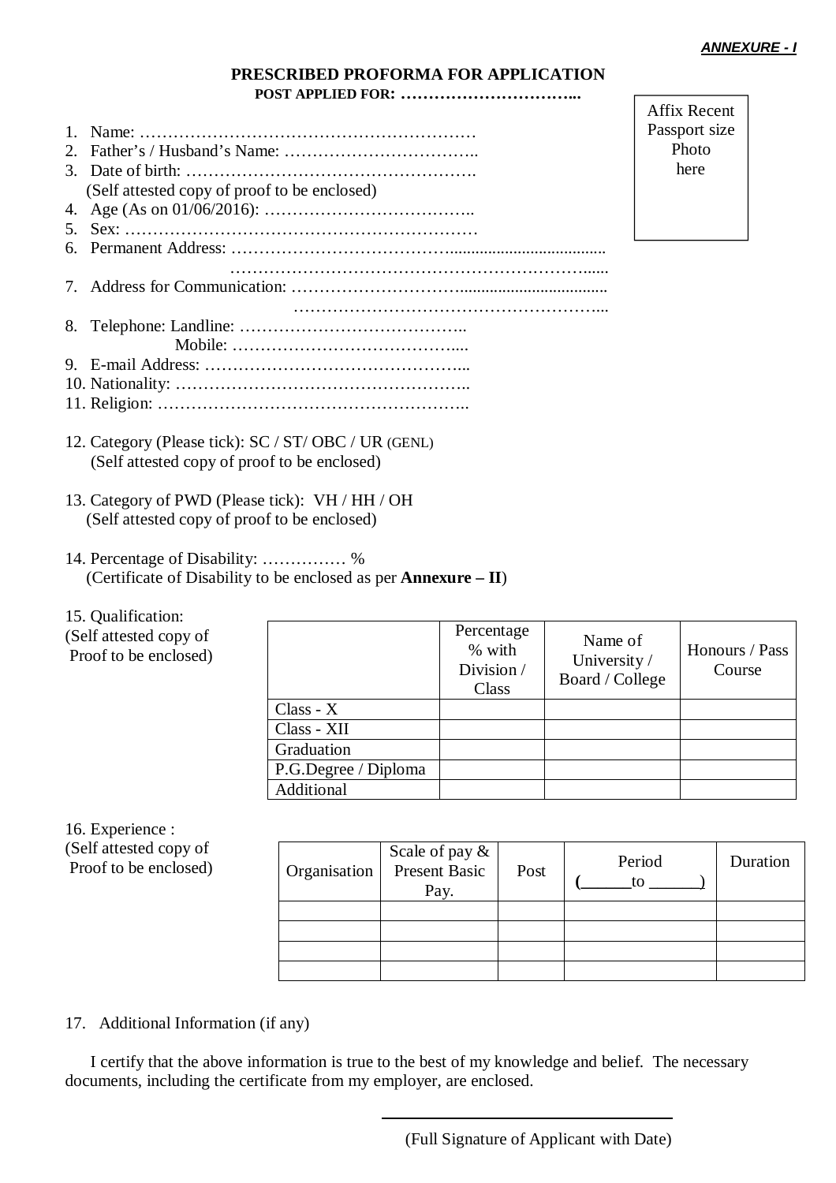***ANNEXURE - I***

**PRESCRIBED PROFORMA FOR APPLICATION**

**POST APPLIED FOR: …………………………...**

Affix Recent Passport size Photo here

1. Name: ……………………………………………………
2. Father's / Husband's Name: ……………………………..
3. Date of birth: …………………………………………….
   (Self attested copy of proof to be enclosed)
4. Age (As on 01/06/2016): ………………………………..
5. Sex: ………………………………………………………
6. Permanent Address: …………………………………...................................
   ……………………………………………………….……......
7. Address for Communication: ………………………….................................
   ………………………………………………...
8. Telephone: Landline: …………………………………..
   Mobile: …………………………………....
9. E-mail Address: ………………………………………...
10. Nationality: ……………………………………………..
11. Religion: ………………………………………………..

12. Category (Please tick): SC / ST/ OBC / UR (GENL)
    (Self attested copy of proof to be enclosed)

13. Category of PWD (Please tick): VH / HH / OH
    (Self attested copy of proof to be enclosed)

14. Percentage of Disability: …………… %
    (Certificate of Disability to be enclosed as per **Annexure – II**)

15. Qualification:
(Self attested copy of Proof to be enclosed)

| | Percentage % with Division / Class | Name of University / Board / College | Honours / Pass Course |
|---|---|---|---|
| Class - X | | | |
| Class - XII | | | |
| Graduation | | | |
| P.G.Degree / Diploma | | | |
| Additional | | | |

16. Experience :
(Self attested copy of Proof to be enclosed)

| Organisation | Scale of pay & Present Basic Pay. | Post | Period (______to ______) | Duration |
|---|---|---|---|---|
| | | | | |
| | | | | |
| | | | | |
| | | | | |

17. Additional Information (if any)

I certify that the above information is true to the best of my knowledge and belief. The necessary documents, including the certificate from my employer, are enclosed.

(Full Signature of Applicant with Date)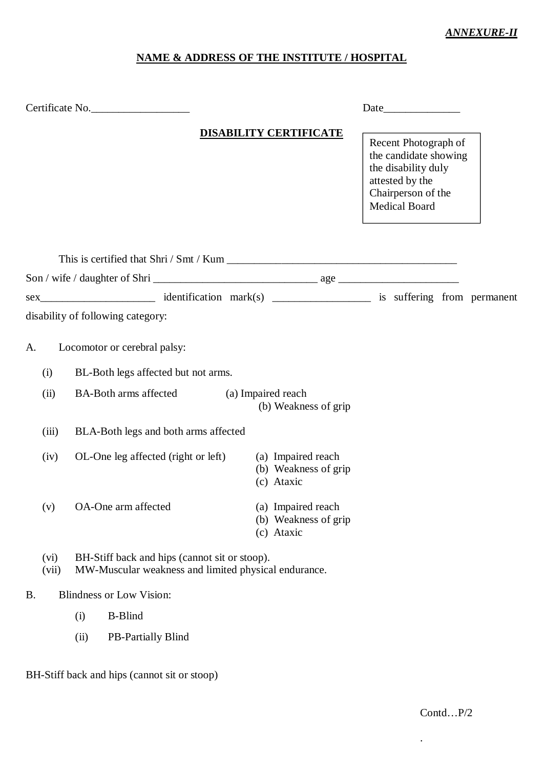***ANNEXURE-II***

**NAME & ADDRESS OF THE INSTITUTE / HOSPITAL**

Certificate No.__________________ Date______________

**DISABILITY CERTIFICATE**

Recent Photograph of the candidate showing the disability duly attested by the Chairperson of the Medical Board

This is certified that Shri / Smt / Kum ___________________________________________
Son / wife / daughter of Shri ______________________________ age ______________________
sex____________________ identification mark(s) __________________ is suffering from permanent disability of following category:

A. Locomotor or cerebral palsy:

(i) BL-Both legs affected but not arms.

(ii) BA-Both arms affected (a) Impaired reach
(b) Weakness of grip

(iii) BLA-Both legs and both arms affected

(iv) OL-One leg affected (right or left) (a) Impaired reach
(b) Weakness of grip
(c) Ataxic

(v) OA-One arm affected (a) Impaired reach
(b) Weakness of grip
(c) Ataxic

(vi) BH-Stiff back and hips (cannot sit or stoop).
(vii) MW-Muscular weakness and limited physical endurance.

B. Blindness or Low Vision:

(i) B-Blind

(ii) PB-Partially Blind

BH-Stiff back and hips (cannot sit or stoop)

Contd…P/2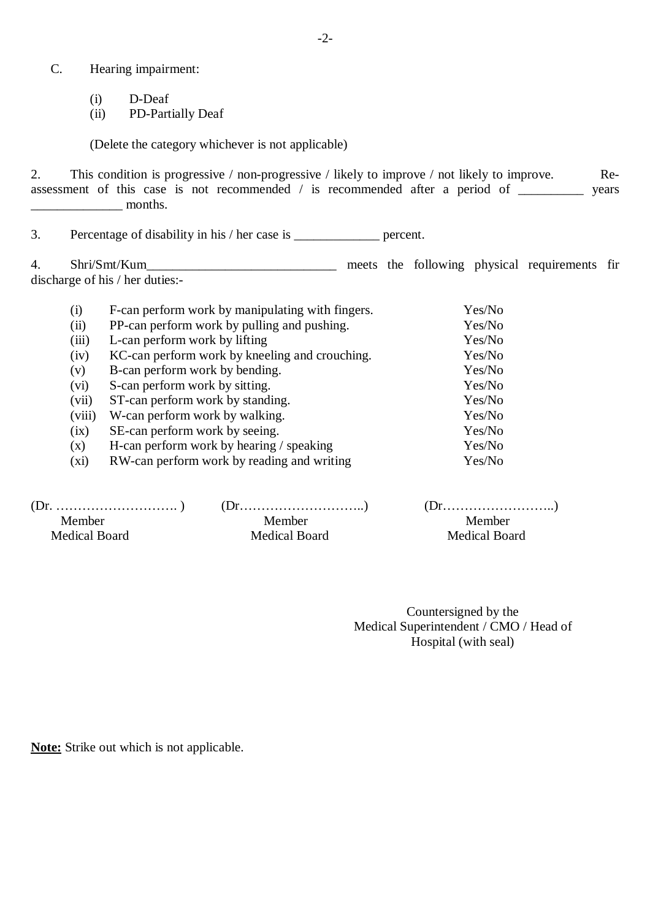C. Hearing impairment:

(i) D-Deaf
(ii) PD-Partially Deaf

(Delete the category whichever is not applicable)

2. This condition is progressive / non-progressive / likely to improve / not likely to improve. Re-assessment of this case is not recommended / is recommended after a period of __________ years ______________ months.

3. Percentage of disability in his / her case is _____________ percent.

4. Shri/Smt/Kum_____________________________ meets the following physical requirements fir discharge of his / her duties:-

| | | |
|---|---|---|
| (i) | F-can perform work by manipulating with fingers. | Yes/No |
| (ii) | PP-can perform work by pulling and pushing. | Yes/No |
| (iii) | L-can perform work by lifting | Yes/No |
| (iv) | KC-can perform work by kneeling and crouching. | Yes/No |
| (v) | B-can perform work by bending. | Yes/No |
| (vi) | S-can perform work by sitting. | Yes/No |
| (vii) | ST-can perform work by standing. | Yes/No |
| (viii) | W-can perform work by walking. | Yes/No |
| (ix) | SE-can perform work by seeing. | Yes/No |
| (x) | H-can perform work by hearing / speaking | Yes/No |
| (xi) | RW-can perform work by reading and writing | Yes/No |

| | | |
|---|---|---|
| (Dr. ………………………. ) | (Dr………………………..) | (Dr……………………..) |
| Member | Member | Member |
| Medical Board | Medical Board | Medical Board |

Countersigned by the
Medical Superintendent / CMO / Head of
Hospital (with seal)

**Note:** Strike out which is not applicable.